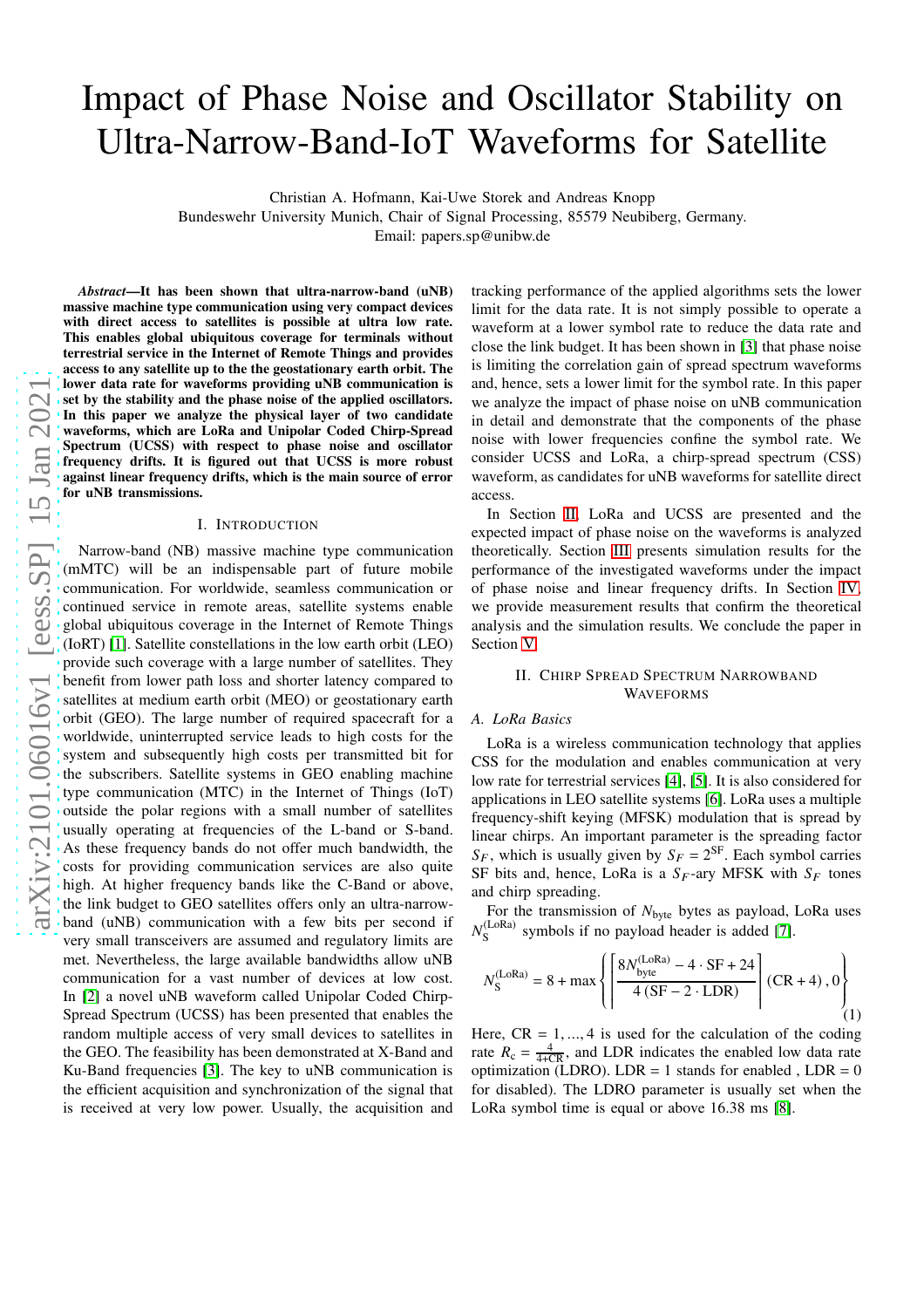# Impact of Phase Noise and Oscillator Stability on Ultra-Narrow-Band-IoT Waveforms for Satellite

Christian A. Hofmann, Kai-Uwe Storek and Andreas Knopp
Bundeswehr University Munich, Chair of Signal Processing, 85579 Neubiberg, Germany.
Email: papers.sp@unibw.de

***Abstract*—It has been shown that ultra-narrow-band (uNB) massive machine type communication using very compact devices with direct access to satellites is possible at ultra low rate. This enables global ubiquitous coverage for terminals without terrestrial service in the Internet of Remote Things and provides access to any satellite up to the the geostationary earth orbit. The lower data rate for waveforms providing uNB communication is set by the stability and the phase noise of the applied oscillators. In this paper we analyze the physical layer of two candidate waveforms, which are LoRa and Unipolar Coded Chirp-Spread Spectrum (UCSS) with respect to phase noise and oscillator frequency drifts. It is figured out that UCSS is more robust against linear frequency drifts, which is the main source of error for uNB transmissions.**

## I. Introduction

Narrow-band (NB) massive machine type communication (mMTC) will be an indispensable part of future mobile communication. For worldwide, seamless communication or continued service in remote areas, satellite systems enable global ubiquitous coverage in the Internet of Remote Things (IoRT) [1]. Satellite constellations in the low earth orbit (LEO) provide such coverage with a large number of satellites. They benefit from lower path loss and shorter latency compared to satellites at medium earth orbit (MEO) or geostationary earth orbit (GEO). The large number of required spacecraft for a worldwide, uninterrupted service leads to high costs for the system and subsequently high costs per transmitted bit for the subscribers. Satellite systems in GEO enabling machine type communication (MTC) in the Internet of Things (IoT) outside the polar regions with a small number of satellites usually operating at frequencies of the L-band or S-band. As these frequency bands do not offer much bandwidth, the costs for providing communication services are also quite high. At higher frequency bands like the C-Band or above, the link budget to GEO satellites offers only an ultra-narrow-band (uNB) communication with a few bits per second if very small transceivers are assumed and regulatory limits are met. Nevertheless, the large available bandwidths allow uNB communication for a vast number of devices at low cost. In [2] a novel uNB waveform called Unipolar Coded Chirp-Spread Spectrum (UCSS) has been presented that enables the random multiple access of very small devices to satellites in the GEO. The feasibility has been demonstrated at X-Band and Ku-Band frequencies [3]. The key to uNB communication is the efficient acquisition and synchronization of the signal that is received at very low power. Usually, the acquisition and tracking performance of the applied algorithms sets the lower limit for the data rate. It is not simply possible to operate a waveform at a lower symbol rate to reduce the data rate and close the link budget. It has been shown in [3] that phase noise is limiting the correlation gain of spread spectrum waveforms and, hence, sets a lower limit for the symbol rate. In this paper we analyze the impact of phase noise on uNB communication in detail and demonstrate that the components of the phase noise with lower frequencies confine the symbol rate. We consider UCSS and LoRa, a chirp-spread spectrum (CSS) waveform, as candidates for uNB waveforms for satellite direct access.

In Section II, LoRa and UCSS are presented and the expected impact of phase noise on the waveforms is analyzed theoretically. Section III presents simulation results for the performance of the investigated waveforms under the impact of phase noise and linear frequency drifts. In Section IV, we provide measurement results that confirm the theoretical analysis and the simulation results. We conclude the paper in Section V.

## II. Chirp Spread Spectrum Narrowband Waveforms

### A. LoRa Basics

LoRa is a wireless communication technology that applies CSS for the modulation and enables communication at very low rate for terrestrial services [4], [5]. It is also considered for applications in LEO satellite systems [6]. LoRa uses a multiple frequency-shift keying (MFSK) modulation that is spread by linear chirps. An important parameter is the spreading factor $S_F$, which is usually given by $S_F = 2^{\mathrm{SF}}$. Each symbol carries SF bits and, hence, LoRa is a $S_F$-ary MFSK with $S_F$ tones and chirp spreading.

For the transmission of $N_{\mathrm{byte}}$ bytes as payload, LoRa uses $N_{\mathrm{S}}^{(\mathrm{LoRa})}$ symbols if no payload header is added [7].

$$N_{\mathrm{S}}^{(\mathrm{LoRa})} = 8 + \max\left\{ \left\lceil \frac{8N_{\mathrm{byte}}^{(\mathrm{LoRa})} - 4 \cdot \mathrm{SF} + 24}{4\,(\mathrm{SF} - 2 \cdot \mathrm{LDR})} \right\rceil (\mathrm{CR} + 4)\,, 0 \right\} \tag{1}$$

Here, $\mathrm{CR} = 1, \ldots, 4$ is used for the calculation of the coding rate $R_c = \frac{4}{4+\mathrm{CR}}$, and LDR indicates the enabled low data rate optimization (LDRO). LDR = 1 stands for enabled , LDR = 0 for disabled). The LDRO parameter is usually set when the LoRa symbol time is equal or above 16.38 ms [8].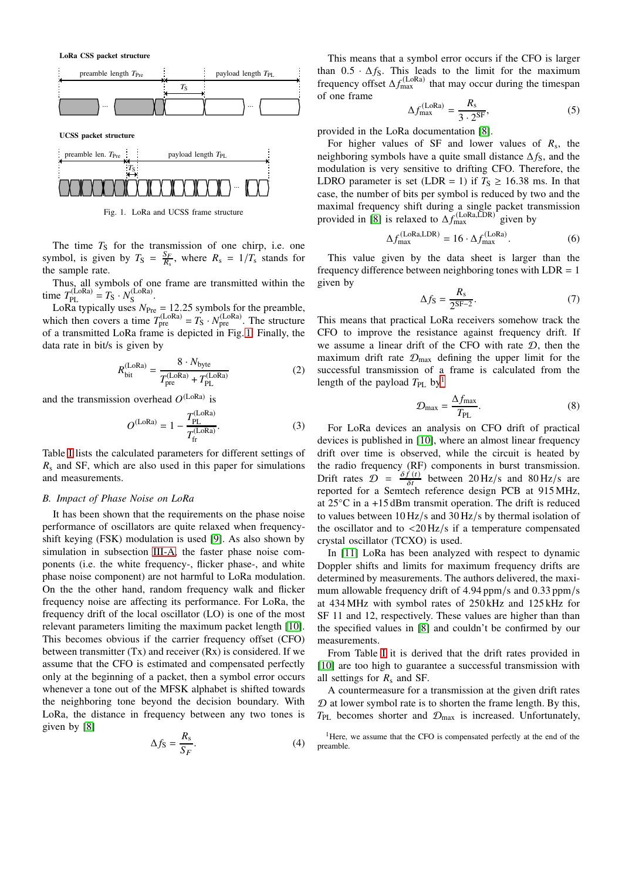**LoRa CSS packet structure**

**UCSS packet structure**

Fig. 1. LoRa and UCSS frame structure

The time $T_S$ for the transmission of one chirp, i.e. one symbol, is given by $T_S = \frac{S_F}{R_s}$, where $R_s = 1/T_s$ stands for the sample rate.

Thus, all symbols of one frame are transmitted within the time $T_{PL}^{(LoRa)} = T_S \cdot N_S^{(LoRa)}$.

LoRa typically uses $N_{Pre} = 12.25$ symbols for the preamble, which then covers a time $T_{pre}^{(LoRa)} = T_S \cdot N_{pre}^{(LoRa)}$. The structure of a transmitted LoRa frame is depicted in Fig. 1. Finally, the data rate in bit/s is given by

$$R_{bit}^{(LoRa)} = \frac{8 \cdot N_{byte}}{T_{pre}^{(LoRa)} + T_{PL}^{(LoRa)}} \tag{2}$$

and the transmission overhead $O^{(LoRa)}$ is

$$O^{(LoRa)} = 1 - \frac{T_{PL}^{(LoRa)}}{T_{fr}^{(LoRa)}}. \tag{3}$$

Table I lists the calculated parameters for different settings of $R_s$ and SF, which are also used in this paper for simulations and measurements.

## B. Impact of Phase Noise on LoRa

It has been shown that the requirements on the phase noise performance of oscillators are quite relaxed when frequency-shift keying (FSK) modulation is used [9]. As also shown by simulation in subsection III-A, the faster phase noise components (i.e. the white frequency-, flicker phase-, and white phase noise component) are not harmful to LoRa modulation. On the the other hand, random frequency walk and flicker frequency noise are affecting its performance. For LoRa, the frequency drift of the local oscillator (LO) is one of the most relevant parameters limiting the maximum packet length [10]. This becomes obvious if the carrier frequency offset (CFO) between transmitter (Tx) and receiver (Rx) is considered. If we assume that the CFO is estimated and compensated perfectly only at the beginning of a packet, then a symbol error occurs whenever a tone out of the MFSK alphabet is shifted towards the neighboring tone beyond the decision boundary. With LoRa, the distance in frequency between any two tones is given by [8]

$$\Delta f_S = \frac{R_s}{S_F}. \tag{4}$$

This means that a symbol error occurs if the CFO is larger than $0.5 \cdot \Delta f_S$. This leads to the limit for the maximum frequency offset $\Delta f_{max}^{(LoRa)}$ that may occur during the timespan of one frame

$$\Delta f_{max}^{(LoRa)} = \frac{R_s}{3 \cdot 2^{SF}}, \tag{5}$$

provided in the LoRa documentation [8].

For higher values of SF and lower values of $R_s$, the neighboring symbols have a quite small distance $\Delta f_S$, and the modulation is very sensitive to drifting CFO. Therefore, the LDRO parameter is set (LDR = 1) if $T_S \geq 16.38$ ms. In that case, the number of bits per symbol is reduced by two and the maximal frequency shift during a single packet transmission provided in [8] is relaxed to $\Delta f_{max}^{(LoRa,LDR)}$ given by

$$\Delta f_{max}^{(LoRa,LDR)} = 16 \cdot \Delta f_{max}^{(LoRa)}. \tag{6}$$

This value given by the data sheet is larger than the frequency difference between neighboring tones with LDR = 1 given by

$$\Delta f_S = \frac{R_s}{2^{SF-2}}. \tag{7}$$

This means that practical LoRa receivers somehow track the CFO to improve the resistance against frequency drift. If we assume a linear drift of the CFO with rate $\mathcal{D}$, then the maximum drift rate $\mathcal{D}_{max}$ defining the upper limit for the successful transmission of a frame is calculated from the length of the payload $T_{PL}$ by[1]

$$\mathcal{D}_{max} = \frac{\Delta f_{max}}{T_{PL}}. \tag{8}$$

For LoRa devices an analysis on CFO drift of practical devices is published in [10], where an almost linear frequency drift over time is observed, while the circuit is heated by the radio frequency (RF) components in burst transmission. Drift rates $\mathcal{D} = \frac{\delta f(t)}{\delta t}$ between 20 Hz/s and 80 Hz/s are reported for a Semtech reference design PCB at 915 MHz, at 25°C in a +15 dBm transmit operation. The drift is reduced to values between 10 Hz/s and 30 Hz/s by thermal isolation of the oscillator and to <20 Hz/s if a temperature compensated crystal oscillator (TCXO) is used.

In [11] LoRa has been analyzed with respect to dynamic Doppler shifts and limits for maximum frequency drifts are determined by measurements. The authors delivered, the maximum allowable frequency drift of 4.94 ppm/s and 0.33 ppm/s at 434 MHz with symbol rates of 250 kHz and 125 kHz for SF 11 and 12, respectively. These values are higher than than the specified values in [8] and couldn't be confirmed by our measurements.

From Table I it is derived that the drift rates provided in [10] are too high to guarantee a successful transmission with all settings for $R_s$ and SF.

A countermeasure for a transmission at the given drift rates $\mathcal{D}$ at lower symbol rate is to shorten the frame length. By this, $T_{PL}$ becomes shorter and $\mathcal{D}_{max}$ is increased. Unfortunately,

[1]Here, we assume that the CFO is compensated perfectly at the end of the preamble.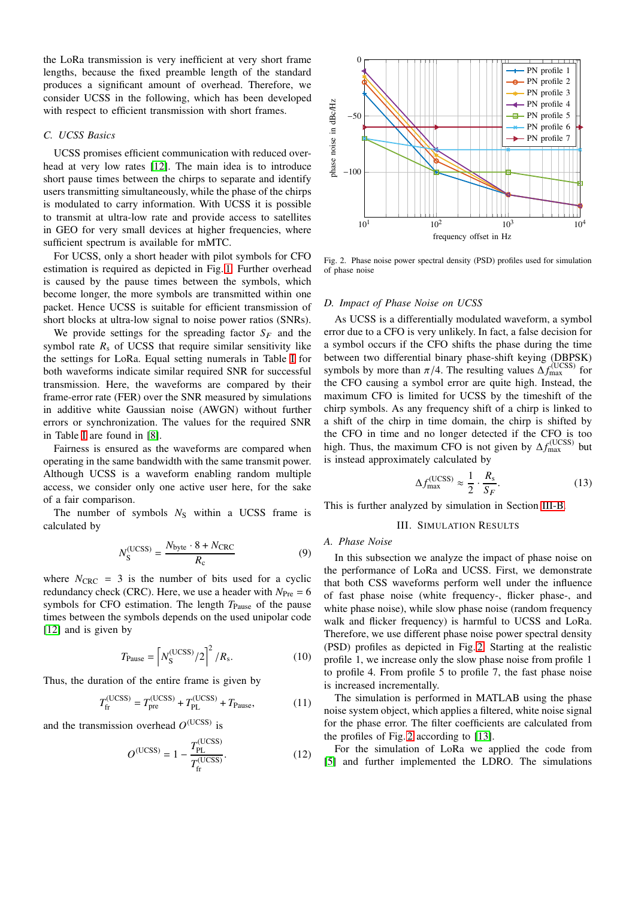the LoRa transmission is very inefficient at very short frame lengths, because the fixed preamble length of the standard produces a significant amount of overhead. Therefore, we consider UCSS in the following, which has been developed with respect to efficient transmission with short frames.

### C. UCSS Basics

UCSS promises efficient communication with reduced overhead at very low rates [12]. The main idea is to introduce short pause times between the chirps to separate and identify users transmitting simultaneously, while the phase of the chirps is modulated to carry information. With UCSS it is possible to transmit at ultra-low rate and provide access to satellites in GEO for very small devices at higher frequencies, where sufficient spectrum is available for mMTC.

For UCSS, only a short header with pilot symbols for CFO estimation is required as depicted in Fig. 1. Further overhead is caused by the pause times between the symbols, which become longer, the more symbols are transmitted within one packet. Hence UCSS is suitable for efficient transmission of short blocks at ultra-low signal to noise power ratios (SNRs).

We provide settings for the spreading factor $S_F$ and the symbol rate $R_s$ of UCSS that require similar sensitivity like the settings for LoRa. Equal setting numerals in Table I for both waveforms indicate similar required SNR for successful transmission. Here, the waveforms are compared by their frame-error rate (FER) over the SNR measured by simulations in additive white Gaussian noise (AWGN) without further errors or synchronization. The values for the required SNR in Table I are found in [8].

Fairness is ensured as the waveforms are compared when operating in the same bandwidth with the same transmit power. Although UCSS is a waveform enabling random multiple access, we consider only one active user here, for the sake of a fair comparison.

The number of symbols $N_S$ within a UCSS frame is calculated by

$$N_S^{(\mathrm{UCSS})} = \frac{N_{\mathrm{byte}} \cdot 8 + N_{\mathrm{CRC}}}{R_c} \tag{9}$$

where $N_{\mathrm{CRC}} = 3$ is the number of bits used for a cyclic redundancy check (CRC). Here, we use a header with $N_{\mathrm{Pre}} = 6$ symbols for CFO estimation. The length $T_{\mathrm{Pause}}$ of the pause times between the symbols depends on the used unipolar code [12] and is given by

$$T_{\mathrm{Pause}} = \left\lceil N_S^{(\mathrm{UCSS})}/2 \right\rceil^2 / R_s. \tag{10}$$

Thus, the duration of the entire frame is given by

$$T_{\mathrm{fr}}^{(\mathrm{UCSS})} = T_{\mathrm{pre}}^{(\mathrm{UCSS})} + T_{\mathrm{PL}}^{(\mathrm{UCSS})} + T_{\mathrm{Pause}}, \tag{11}$$

and the transmission overhead $O^{(\mathrm{UCSS})}$ is

$$O^{(\mathrm{UCSS})} = 1 - \frac{T_{\mathrm{PL}}^{(\mathrm{UCSS})}}{T_{\mathrm{fr}}^{(\mathrm{UCSS})}}. \tag{12}$$

Fig. 2. Phase noise power spectral density (PSD) profiles used for simulation of phase noise

### D. Impact of Phase Noise on UCSS

As UCSS is a differentially modulated waveform, a symbol error due to a CFO is very unlikely. In fact, a false decision for a symbol occurs if the CFO shifts the phase during the time between two differential binary phase-shift keying (DBPSK) symbols by more than $\pi/4$. The resulting values $\Delta f_{\max}^{(\mathrm{UCSS})}$ for the CFO causing a symbol error are quite high. Instead, the maximum CFO is limited for UCSS by the timeshift of the chirp symbols. As any frequency shift of a chirp is linked to a shift of the chirp in time domain, the chirp is shifted by the CFO in time and no longer detected if the CFO is too high. Thus, the maximum CFO is not given by $\Delta f_{\max}^{(\mathrm{UCSS})}$ but is instead approximately calculated by

$$\Delta f_{\max}^{(\mathrm{UCSS})} \approx \frac{1}{2} \cdot \frac{R_s}{S_F}. \tag{13}$$

This is further analyzed by simulation in Section III-B.

## III. Simulation Results

### A. Phase Noise

In this subsection we analyze the impact of phase noise on the performance of LoRa and UCSS. First, we demonstrate that both CSS waveforms perform well under the influence of fast phase noise (white frequency-, flicker phase-, and white phase noise), while slow phase noise (random frequency walk and flicker frequency) is harmful to UCSS and LoRa. Therefore, we use different phase noise power spectral density (PSD) profiles as depicted in Fig. 2. Starting at the realistic profile 1, we increase only the slow phase noise from profile 1 to profile 4. From profile 5 to profile 7, the fast phase noise is increased incrementally.

The simulation is performed in MATLAB using the phase noise system object, which applies a filtered, white noise signal for the phase error. The filter coefficients are calculated from the profiles of Fig. 2 according to [13].

For the simulation of LoRa we applied the code from [5] and further implemented the LDRO. The simulations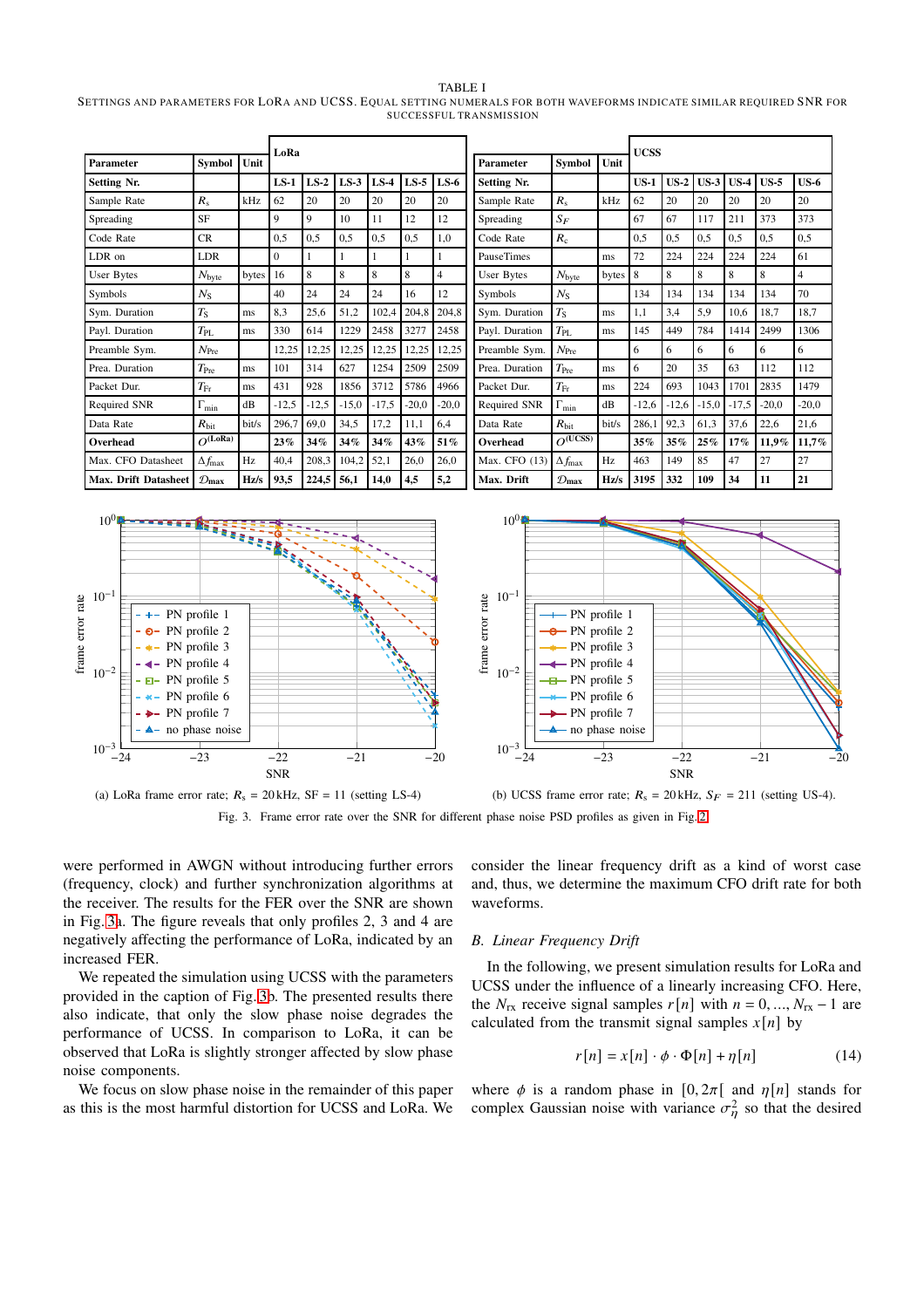TABLE I

SETTINGS AND PARAMETERS FOR LORA AND UCSS. EQUAL SETTING NUMERALS FOR BOTH WAVEFORMS INDICATE SIMILAR REQUIRED SNR FOR SUCCESSFUL TRANSMISSION

| Parameter | Symbol | Unit | LoRa | | | | | |
|---|---|---|---|---|---|---|---|---|
| **Setting Nr.** | | | **LS-1** | **LS-2** | **LS-3** | **LS-4** | **LS-5** | **LS-6** |
| Sample Rate | $R_s$ | kHz | 62 | 20 | 20 | 20 | 20 | 20 |
| Spreading | SF | | 9 | 9 | 10 | 11 | 12 | 12 |
| Code Rate | CR | | 0,5 | 0,5 | 0,5 | 0,5 | 0,5 | 1,0 |
| LDR on | LDR | | 0 | 1 | 1 | 1 | 1 | 1 |
| User Bytes | $N_{\text{byte}}$ | bytes | 16 | 8 | 8 | 8 | 8 | 4 |
| Symbols | $N_S$ | | 40 | 24 | 24 | 24 | 16 | 12 |
| Sym. Duration | $T_S$ | ms | 8,3 | 25,6 | 51,2 | 102,4 | 204,8 | 204,8 |
| Payl. Duration | $T_{\text{PL}}$ | ms | 330 | 614 | 1229 | 2458 | 3277 | 2458 |
| Preamble Sym. | $N_{\text{Pre}}$ | | 12,25 | 12,25 | 12,25 | 12,25 | 12,25 | 12,25 |
| Prea. Duration | $T_{\text{Pre}}$ | ms | 101 | 314 | 627 | 1254 | 2509 | 2509 |
| Packet Dur. | $T_{\text{Fr}}$ | ms | 431 | 928 | 1856 | 3712 | 5786 | 4966 |
| Required SNR | $\Gamma_{\min}$ | dB | -12,5 | -12,5 | -15,0 | -17,5 | -20,0 | -20,0 |
| Data Rate | $R_{\text{bit}}$ | bit/s | 296,7 | 69,0 | 34,5 | 17,2 | 11,1 | 6,4 |
| **Overhead** | $O^{(\text{LoRa})}$ | | **23%** | **34%** | **34%** | **34%** | **43%** | **51%** |
| Max. CFO Datasheet | $\Delta f_{\max}$ | Hz | 40,4 | 208,3 | 104,2 | 52,1 | 26,0 | 26,0 |
| **Max. Drift Datasheet** | $\mathcal{D}_{\max}$ | **Hz/s** | **93,5** | **224,5** | **56,1** | **14,0** | **4,5** | **5,2** |

| Parameter | Symbol | Unit | UCSS | | | | | |
|---|---|---|---|---|---|---|---|---|
| **Setting Nr.** | | | **US-1** | **US-2** | **US-3** | **US-4** | **US-5** | **US-6** |
| Sample Rate | $R_s$ | kHz | 62 | 20 | 20 | 20 | 20 | 20 |
| Spreading | $S_F$ | | 67 | 67 | 117 | 211 | 373 | 373 |
| Code Rate | $R_c$ | | 0,5 | 0,5 | 0,5 | 0,5 | 0,5 | 0,5 |
| PauseTimes | | ms | 72 | 224 | 224 | 224 | 224 | 61 |
| User Bytes | $N_{\text{byte}}$ | bytes | 8 | 8 | 8 | 8 | 8 | 4 |
| Symbols | $N_S$ | | 134 | 134 | 134 | 134 | 134 | 70 |
| Sym. Duration | $T_S$ | ms | 1,1 | 3,4 | 5,9 | 10,6 | 18,7 | 18,7 |
| Payl. Duration | $T_{\text{PL}}$ | ms | 145 | 449 | 784 | 1414 | 2499 | 1306 |
| Preamble Sym. | $N_{\text{Pre}}$ | | 6 | 6 | 6 | 6 | 6 | 6 |
| Prea. Duration | $T_{\text{Pre}}$ | ms | 6 | 20 | 35 | 63 | 112 | 112 |
| Packet Dur. | $T_{\text{Fr}}$ | ms | 224 | 693 | 1043 | 1701 | 2835 | 1479 |
| Required SNR | $\Gamma_{\min}$ | dB | -12,6 | -12,6 | -15,0 | -17,5 | -20,0 | -20,0 |
| Data Rate | $R_{\text{bit}}$ | bit/s | 286,1 | 92,3 | 61,3 | 37,6 | 22,6 | 21,6 |
| **Overhead** | $O^{(\text{UCSS})}$ | | **35%** | **35%** | **25%** | **17%** | **11,9%** | **11,7%** |
| Max. CFO (13) | $\Delta f_{\max}$ | Hz | 463 | 149 | 85 | 47 | 27 | 27 |
| **Max. Drift** | $\mathcal{D}_{\max}$ | **Hz/s** | **3195** | **332** | **109** | **34** | **11** | **21** |

(a) LoRa frame error rate; $R_s$ = 20 kHz, SF = 11 (setting LS-4)

(b) UCSS frame error rate; $R_s$ = 20 kHz, $S_F$ = 211 (setting US-4).

Fig. 3. Frame error rate over the SNR for different phase noise PSD profiles as given in Fig. 2.

were performed in AWGN without introducing further errors (frequency, clock) and further synchronization algorithms at the receiver. The results for the FER over the SNR are shown in Fig. 3a. The figure reveals that only profiles 2, 3 and 4 are negatively affecting the performance of LoRa, indicated by an increased FER.

We repeated the simulation using UCSS with the parameters provided in the caption of Fig. 3b. The presented results there also indicate, that only the slow phase noise degrades the performance of UCSS. In comparison to LoRa, it can be observed that LoRa is slightly stronger affected by slow phase noise components.

We focus on slow phase noise in the remainder of this paper as this is the most harmful distortion for UCSS and LoRa. We consider the linear frequency drift as a kind of worst case and, thus, we determine the maximum CFO drift rate for both waveforms.

### B. Linear Frequency Drift

In the following, we present simulation results for LoRa and UCSS under the influence of a linearly increasing CFO. Here, the $N_{\text{rx}}$ receive signal samples $r[n]$ with $n = 0, ..., N_{\text{rx}} - 1$ are calculated from the transmit signal samples $x[n]$ by

$$r[n] = x[n] \cdot \phi \cdot \Phi[n] + \eta[n] \tag{14}$$

where $\phi$ is a random phase in $[0, 2\pi[$ and $\eta[n]$ stands for complex Gaussian noise with variance $\sigma_\eta^2$ so that the desired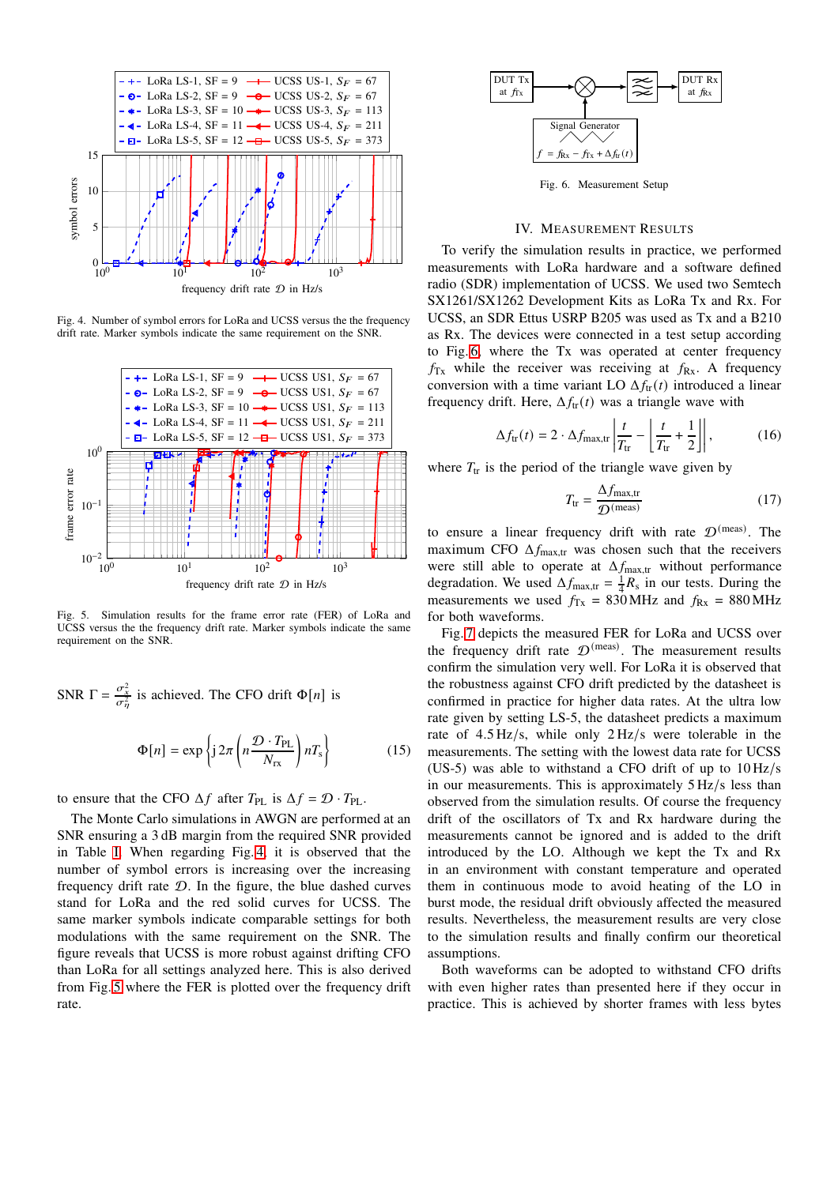Fig. 4. Number of symbol errors for LoRa and UCSS versus the the frequency drift rate. Marker symbols indicate the same requirement on the SNR.

Fig. 5. Simulation results for the frame error rate (FER) of LoRa and UCSS versus the the frequency drift rate. Marker symbols indicate the same requirement on the SNR.

SNR $\Gamma = \frac{\sigma_x^2}{\sigma_\eta^2}$ is achieved. The CFO drift $\Phi[n]$ is

$$\Phi[n] = \exp\left\{ \mathrm{j}\, 2\pi \left( n \frac{\mathcal{D} \cdot T_{\mathrm{PL}}}{N_{\mathrm{rx}}} \right) n T_{\mathrm{s}} \right\} \tag{15}$$

to ensure that the CFO $\Delta f$ after $T_{\mathrm{PL}}$ is $\Delta f = \mathcal{D} \cdot T_{\mathrm{PL}}$.

The Monte Carlo simulations in AWGN are performed at an SNR ensuring a 3 dB margin from the required SNR provided in Table I. When regarding Fig. 4, it is observed that the number of symbol errors is increasing over the increasing frequency drift rate $\mathcal{D}$. In the figure, the blue dashed curves stand for LoRa and the red solid curves for UCSS. The same marker symbols indicate comparable settings for both modulations with the same requirement on the SNR. The figure reveals that UCSS is more robust against drifting CFO than LoRa for all settings analyzed here. This is also derived from Fig. 5 where the FER is plotted over the frequency drift rate.

Fig. 6. Measurement Setup

## IV. Measurement Results

To verify the simulation results in practice, we performed measurements with LoRa hardware and a software defined radio (SDR) implementation of UCSS. We used two Semtech SX1261/SX1262 Development Kits as LoRa Tx and Rx. For UCSS, an SDR Ettus USRP B205 was used as Tx and a B210 as Rx. The devices were connected in a test setup according to Fig. 6, where the Tx was operated at center frequency $f_{\mathrm{Tx}}$ while the receiver was receiving at $f_{\mathrm{Rx}}$. A frequency conversion with a time variant LO $\Delta f_{\mathrm{tr}}(t)$ introduced a linear frequency drift. Here, $\Delta f_{\mathrm{tr}}(t)$ was a triangle wave with

$$\Delta f_{\mathrm{tr}}(t) = 2 \cdot \Delta f_{\mathrm{max,tr}} \left| \frac{t}{T_{\mathrm{tr}}} - \left\lfloor \frac{t}{T_{\mathrm{tr}}} + \frac{1}{2} \right\rfloor \right|, \tag{16}$$

where $T_{\mathrm{tr}}$ is the period of the triangle wave given by

$$T_{\mathrm{tr}} = \frac{\Delta f_{\mathrm{max,tr}}}{\mathcal{D}^{(\mathrm{meas})}} \tag{17}$$

to ensure a linear frequency drift with rate $\mathcal{D}^{(\mathrm{meas})}$. The maximum CFO $\Delta f_{\mathrm{max,tr}}$ was chosen such that the receivers were still able to operate at $\Delta f_{\mathrm{max,tr}}$ without performance degradation. We used $\Delta f_{\mathrm{max,tr}} = \frac{1}{4} R_{\mathrm{s}}$ in our tests. During the measurements we used $f_{\mathrm{Tx}} = 830\,\mathrm{MHz}$ and $f_{\mathrm{Rx}} = 880\,\mathrm{MHz}$ for both waveforms.

Fig. 7 depicts the measured FER for LoRa and UCSS over the frequency drift rate $\mathcal{D}^{(\mathrm{meas})}$. The measurement results confirm the simulation very well. For LoRa it is observed that the robustness against CFO drift predicted by the datasheet is confirmed in practice for higher data rates. At the ultra low rate given by setting LS-5, the datasheet predicts a maximum rate of 4.5 Hz/s, while only 2 Hz/s were tolerable in the measurements. The setting with the lowest data rate for UCSS (US-5) was able to withstand a CFO drift of up to 10 Hz/s in our measurements. This is approximately 5 Hz/s less than observed from the simulation results. Of course the frequency drift of the oscillators of Tx and Rx hardware during the measurements cannot be ignored and is added to the drift introduced by the LO. Although we kept the Tx and Rx in an environment with constant temperature and operated them in continuous mode to avoid heating of the LO in burst mode, the residual drift obviously affected the measured results. Nevertheless, the measurement results are very close to the simulation results and finally confirm our theoretical assumptions.

Both waveforms can be adopted to withstand CFO drifts with even higher rates than presented here if they occur in practice. This is achieved by shorter frames with less bytes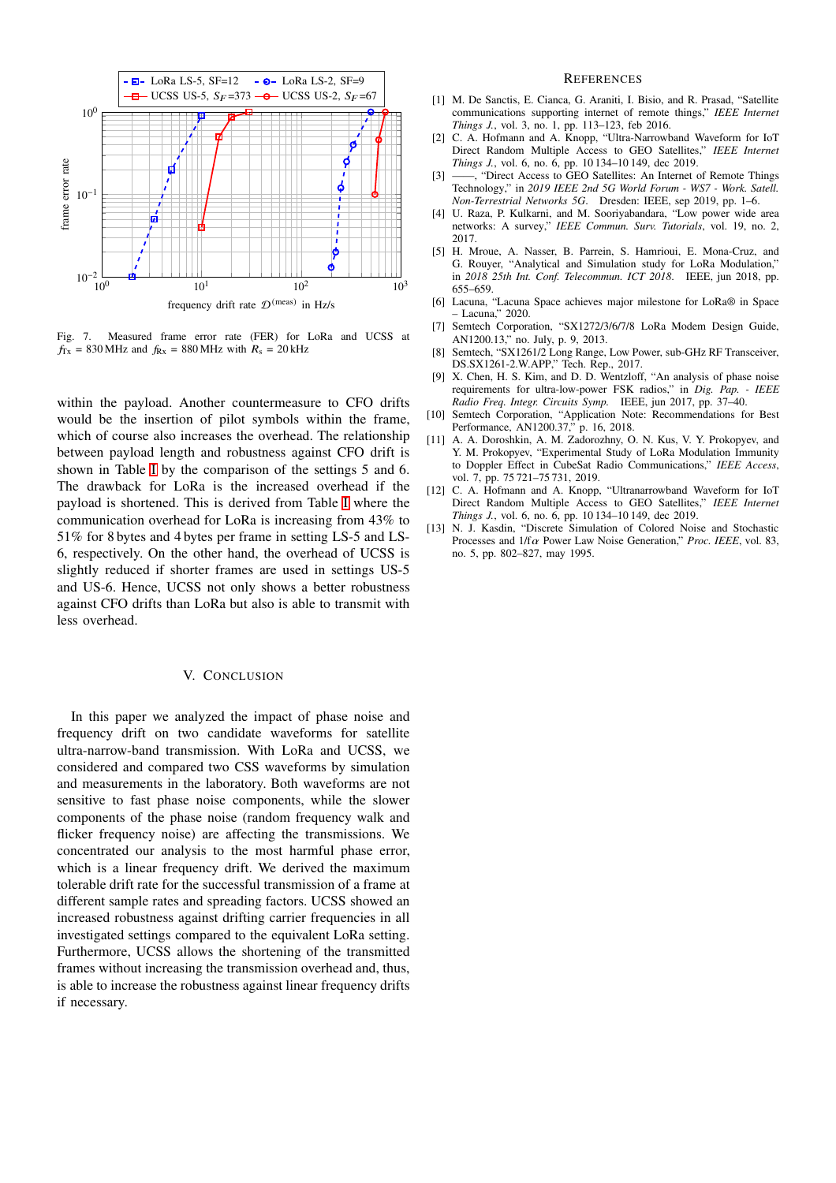LoRa LS-5, SF=12
LoRa LS-2, SF=9
UCSS US-5, $S_F$=373
UCSS US-2, $S_F$=67

frame error rate

$10^0$

$10^{-1}$

$10^{-2}$

$10^0$ $10^1$ $10^2$ $10^3$

frequency drift rate $\mathcal{D}^{(\mathrm{meas})}$ in Hz/s

Fig. 7. Measured frame error rate (FER) for LoRa and UCSS at $f_{\mathrm{Tx}}$ = 830 MHz and $f_{\mathrm{Rx}}$ = 880 MHz with $R_s$ = 20 kHz

within the payload. Another countermeasure to CFO drifts would be the insertion of pilot symbols within the frame, which of course also increases the overhead. The relationship between payload length and robustness against CFO drift is shown in Table I by the comparison of the settings 5 and 6. The drawback for LoRa is the increased overhead if the payload is shortened. This is derived from Table I where the communication overhead for LoRa is increasing from 43% to 51% for 8 bytes and 4 bytes per frame in setting LS-5 and LS-6, respectively. On the other hand, the overhead of UCSS is slightly reduced if shorter frames are used in settings US-5 and US-6. Hence, UCSS not only shows a better robustness against CFO drifts than LoRa but also is able to transmit with less overhead.

## V. Conclusion

In this paper we analyzed the impact of phase noise and frequency drift on two candidate waveforms for satellite ultra-narrow-band transmission. With LoRa and UCSS, we considered and compared two CSS waveforms by simulation and measurements in the laboratory. Both waveforms are not sensitive to fast phase noise components, while the slower components of the phase noise (random frequency walk and flicker frequency noise) are affecting the transmissions. We concentrated our analysis to the most harmful phase error, which is a linear frequency drift. We derived the maximum tolerable drift rate for the successful transmission of a frame at different sample rates and spreading factors. UCSS showed an increased robustness against drifting carrier frequencies in all investigated settings compared to the equivalent LoRa setting. Furthermore, UCSS allows the shortening of the transmitted frames without increasing the transmission overhead and, thus, is able to increase the robustness against linear frequency drifts if necessary.

## References

[1] M. De Sanctis, E. Cianca, G. Araniti, I. Bisio, and R. Prasad, "Satellite communications supporting internet of remote things," *IEEE Internet Things J.*, vol. 3, no. 1, pp. 113–123, feb 2016.

[2] C. A. Hofmann and A. Knopp, "Ultra-Narrowband Waveform for IoT Direct Random Multiple Access to GEO Satellites," *IEEE Internet Things J.*, vol. 6, no. 6, pp. 10 134–10 149, dec 2019.

[3] ——, "Direct Access to GEO Satellites: An Internet of Remote Things Technology," in *2019 IEEE 2nd 5G World Forum - WS7 - Work. Satell. Non-Terrestrial Networks 5G*. Dresden: IEEE, sep 2019, pp. 1–6.

[4] U. Raza, P. Kulkarni, and M. Sooriyabandara, "Low power wide area networks: A survey," *IEEE Commun. Surv. Tutorials*, vol. 19, no. 2, 2017.

[5] H. Mroue, A. Nasser, B. Parrein, S. Hamrioui, E. Mona-Cruz, and G. Rouyer, "Analytical and Simulation study for LoRa Modulation," in *2018 25th Int. Conf. Telecommun. ICT 2018*. IEEE, jun 2018, pp. 655–659.

[6] Lacuna, "Lacuna Space achieves major milestone for LoRa® in Space – Lacuna," 2020.

[7] Semtech Corporation, "SX1272/3/6/7/8 LoRa Modem Design Guide, AN1200.13," no. July, p. 9, 2013.

[8] Semtech, "SX1261/2 Long Range, Low Power, sub-GHz RF Transceiver, DS.SX1261-2.W.APP," Tech. Rep., 2017.

[9] X. Chen, H. S. Kim, and D. D. Wentzloff, "An analysis of phase noise requirements for ultra-low-power FSK radios," in *Dig. Pap. - IEEE Radio Freq. Integr. Circuits Symp.* IEEE, jun 2017, pp. 37–40.

[10] Semtech Corporation, "Application Note: Recommendations for Best Performance, AN1200.37," p. 16, 2018.

[11] A. A. Doroshkin, A. M. Zadorozhny, O. N. Kus, V. Y. Prokopyev, and Y. M. Prokopyev, "Experimental Study of LoRa Modulation Immunity to Doppler Effect in CubeSat Radio Communications," *IEEE Access*, vol. 7, pp. 75 721–75 731, 2019.

[12] C. A. Hofmann and A. Knopp, "Ultranarrowband Waveform for IoT Direct Random Multiple Access to GEO Satellites," *IEEE Internet Things J.*, vol. 6, no. 6, pp. 10 134–10 149, dec 2019.

[13] N. J. Kasdin, "Discrete Simulation of Colored Noise and Stochastic Processes and 1/f$\alpha$ Power Law Noise Generation," *Proc. IEEE*, vol. 83, no. 5, pp. 802–827, may 1995.